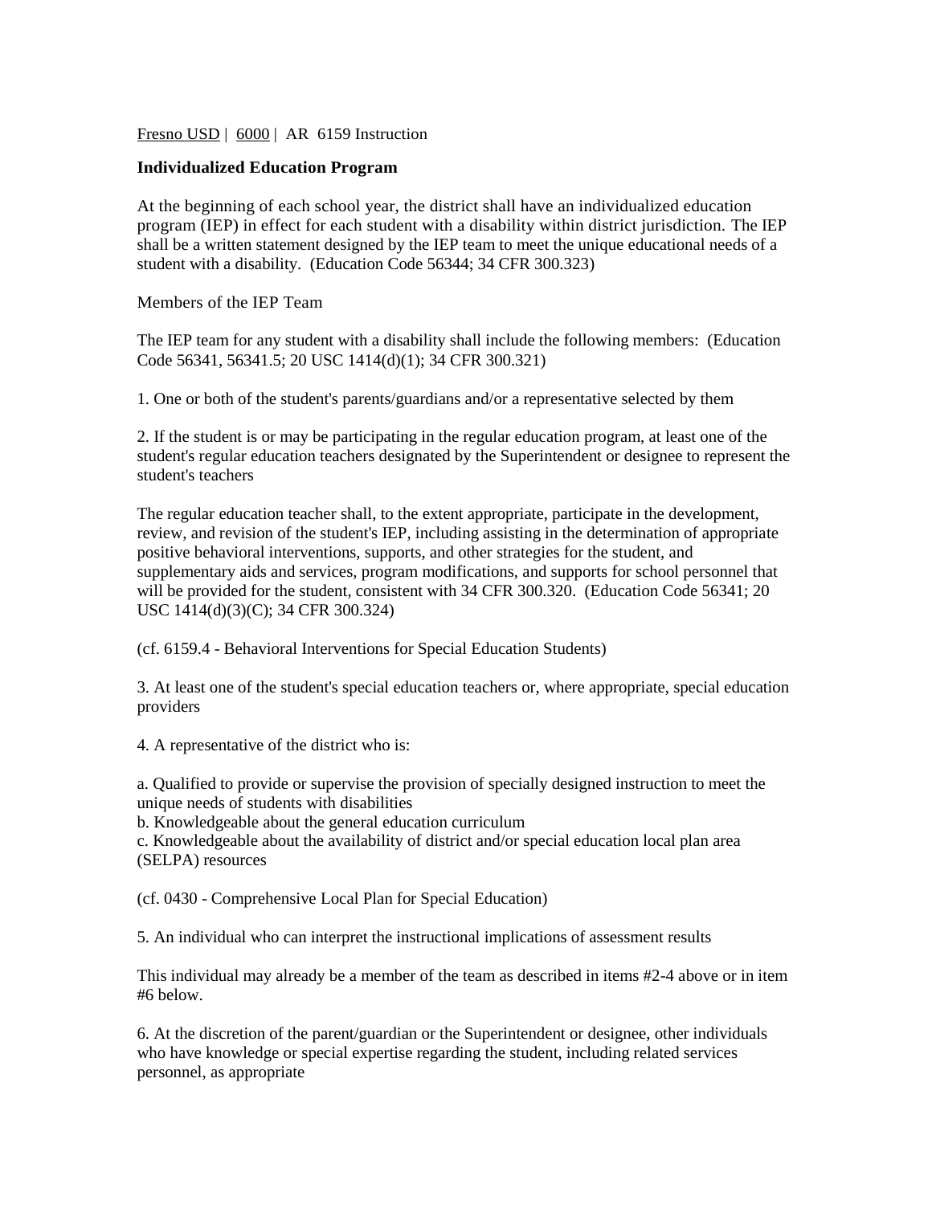Fresno USD | 6000 | AR 6159 Instruction

## Individualized Education Program

At the beginning of each school year, the district shall have an individualized education program (IEP) in effect for each student with a disability within district jurisdiction. The IEP shall be a written statement designed by the IEP team to meet the unique educational needs of a student with a disability. (Education Code 56344; 34 CFR 300.323)

Members of the IEP Team

The IEP team for any student with a disability shall include the following members: (Education Code 56341, 56341.5; 20 USC 1414(d)(1); 34 CFR 300.321)

1. One or both of the student's parents/guardians and/or a representative selected by them

2. If the student is or may be participating in the regular education program, at least one of the student's regular education teachers designated by the Superintendent or designee to represent the student's teachers

The regular education teacher shall, to the extent appropriate, participate in the development, review, and revision of the student's IEP, including assisting in the determination of appropriate positive behavioral interventions, supports, and other strategies for the student, and supplementary aids and services, program modifications, and supports for school personnel that will be provided for the student, consistent with 34 CFR 300.320. (Education Code 56341; 20 USC 1414(d)(3)(C); 34 CFR 300.324)

(cf. 6159.4 - Behavioral Interventions for Special Education Students)

3. At least one of the student's special education teachers or, where appropriate, special education providers

4. A representative of the district who is:

a. Qualified to provide or supervise the provision of specially designed instruction to meet the unique needs of students with disabilities
b. Knowledgeable about the general education curriculum
c. Knowledgeable about the availability of district and/or special education local plan area (SELPA) resources

(cf. 0430 - Comprehensive Local Plan for Special Education)

5. An individual who can interpret the instructional implications of assessment results

This individual may already be a member of the team as described in items #2-4 above or in item #6 below.

6. At the discretion of the parent/guardian or the Superintendent or designee, other individuals who have knowledge or special expertise regarding the student, including related services personnel, as appropriate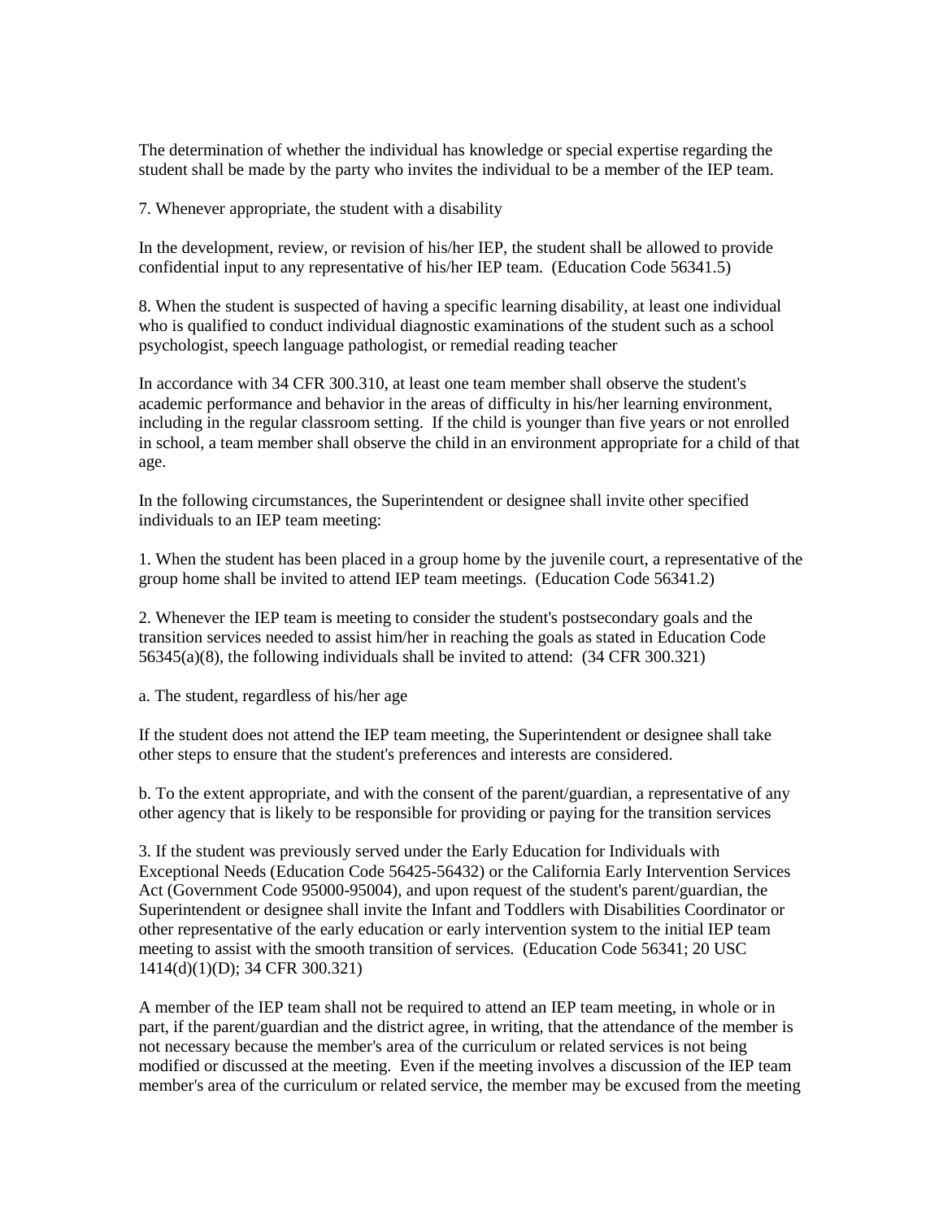The determination of whether the individual has knowledge or special expertise regarding the student shall be made by the party who invites the individual to be a member of the IEP team.

7. Whenever appropriate, the student with a disability

In the development, review, or revision of his/her IEP, the student shall be allowed to provide confidential input to any representative of his/her IEP team. (Education Code 56341.5)

8. When the student is suspected of having a specific learning disability, at least one individual who is qualified to conduct individual diagnostic examinations of the student such as a school psychologist, speech language pathologist, or remedial reading teacher

In accordance with 34 CFR 300.310, at least one team member shall observe the student's academic performance and behavior in the areas of difficulty in his/her learning environment, including in the regular classroom setting. If the child is younger than five years or not enrolled in school, a team member shall observe the child in an environment appropriate for a child of that age.

In the following circumstances, the Superintendent or designee shall invite other specified individuals to an IEP team meeting:

1. When the student has been placed in a group home by the juvenile court, a representative of the group home shall be invited to attend IEP team meetings. (Education Code 56341.2)

2. Whenever the IEP team is meeting to consider the student's postsecondary goals and the transition services needed to assist him/her in reaching the goals as stated in Education Code 56345(a)(8), the following individuals shall be invited to attend: (34 CFR 300.321)

a. The student, regardless of his/her age

If the student does not attend the IEP team meeting, the Superintendent or designee shall take other steps to ensure that the student's preferences and interests are considered.

b. To the extent appropriate, and with the consent of the parent/guardian, a representative of any other agency that is likely to be responsible for providing or paying for the transition services

3. If the student was previously served under the Early Education for Individuals with Exceptional Needs (Education Code 56425-56432) or the California Early Intervention Services Act (Government Code 95000-95004), and upon request of the student's parent/guardian, the Superintendent or designee shall invite the Infant and Toddlers with Disabilities Coordinator or other representative of the early education or early intervention system to the initial IEP team meeting to assist with the smooth transition of services. (Education Code 56341; 20 USC 1414(d)(1)(D); 34 CFR 300.321)

A member of the IEP team shall not be required to attend an IEP team meeting, in whole or in part, if the parent/guardian and the district agree, in writing, that the attendance of the member is not necessary because the member's area of the curriculum or related services is not being modified or discussed at the meeting. Even if the meeting involves a discussion of the IEP team member's area of the curriculum or related service, the member may be excused from the meeting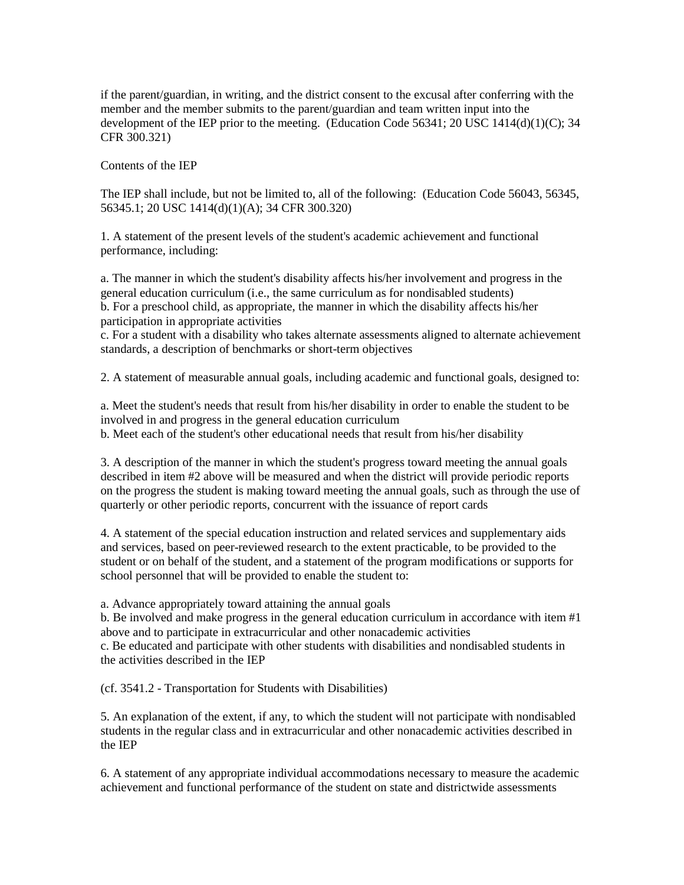if the parent/guardian, in writing, and the district consent to the excusal after conferring with the member and the member submits to the parent/guardian and team written input into the development of the IEP prior to the meeting. (Education Code 56341; 20 USC 1414(d)(1)(C); 34 CFR 300.321)

Contents of the IEP

The IEP shall include, but not be limited to, all of the following: (Education Code 56043, 56345, 56345.1; 20 USC 1414(d)(1)(A); 34 CFR 300.320)

1. A statement of the present levels of the student's academic achievement and functional performance, including:

a. The manner in which the student's disability affects his/her involvement and progress in the general education curriculum (i.e., the same curriculum as for nondisabled students)
b. For a preschool child, as appropriate, the manner in which the disability affects his/her participation in appropriate activities
c. For a student with a disability who takes alternate assessments aligned to alternate achievement standards, a description of benchmarks or short-term objectives

2. A statement of measurable annual goals, including academic and functional goals, designed to:

a. Meet the student's needs that result from his/her disability in order to enable the student to be involved in and progress in the general education curriculum
b. Meet each of the student's other educational needs that result from his/her disability

3. A description of the manner in which the student's progress toward meeting the annual goals described in item #2 above will be measured and when the district will provide periodic reports on the progress the student is making toward meeting the annual goals, such as through the use of quarterly or other periodic reports, concurrent with the issuance of report cards

4. A statement of the special education instruction and related services and supplementary aids and services, based on peer-reviewed research to the extent practicable, to be provided to the student or on behalf of the student, and a statement of the program modifications or supports for school personnel that will be provided to enable the student to:

a. Advance appropriately toward attaining the annual goals
b. Be involved and make progress in the general education curriculum in accordance with item #1 above and to participate in extracurricular and other nonacademic activities
c. Be educated and participate with other students with disabilities and nondisabled students in the activities described in the IEP

(cf. 3541.2 - Transportation for Students with Disabilities)

5. An explanation of the extent, if any, to which the student will not participate with nondisabled students in the regular class and in extracurricular and other nonacademic activities described in the IEP

6. A statement of any appropriate individual accommodations necessary to measure the academic achievement and functional performance of the student on state and districtwide assessments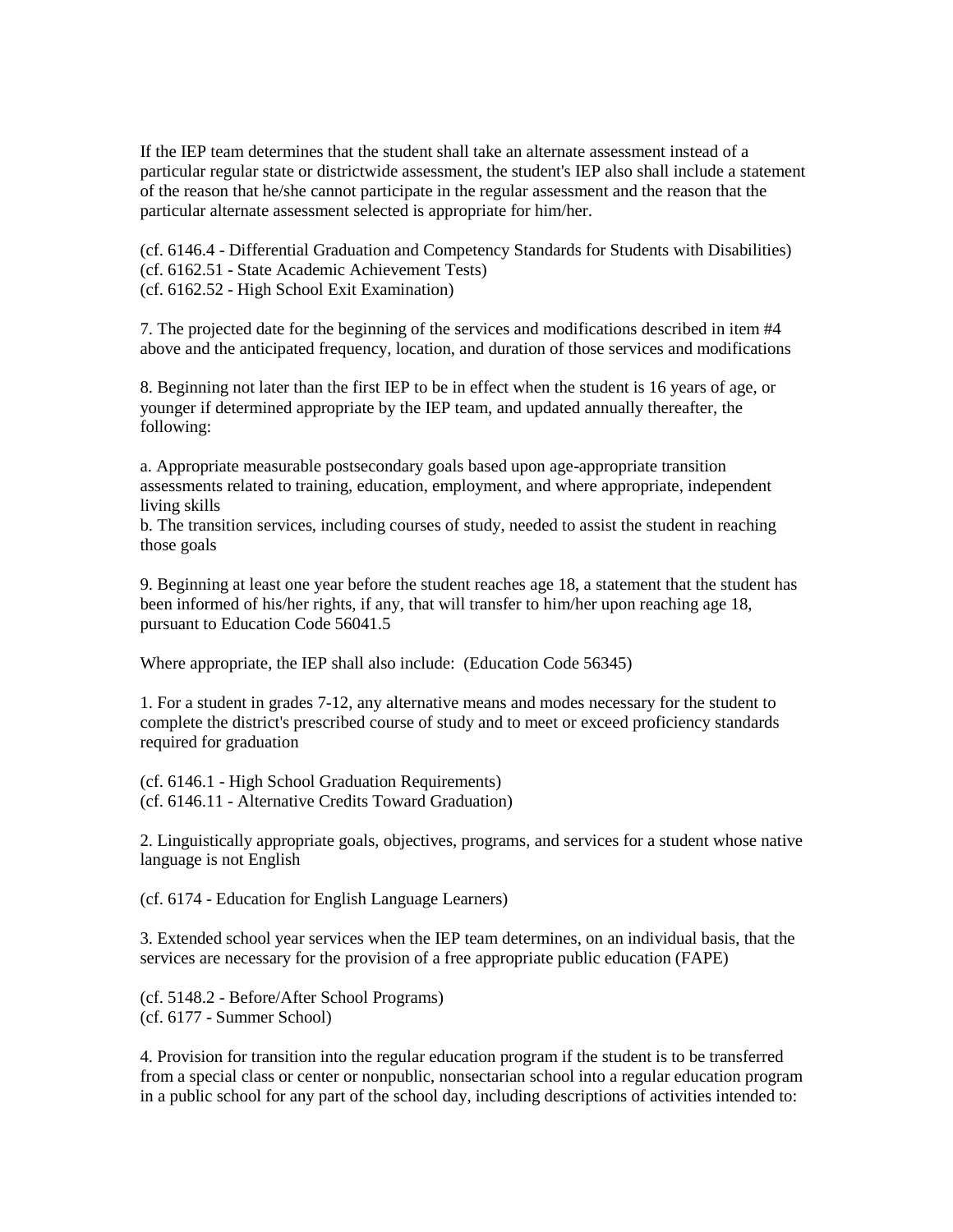If the IEP team determines that the student shall take an alternate assessment instead of a particular regular state or districtwide assessment, the student's IEP also shall include a statement of the reason that he/she cannot participate in the regular assessment and the reason that the particular alternate assessment selected is appropriate for him/her.

(cf. 6146.4 - Differential Graduation and Competency Standards for Students with Disabilities)
(cf. 6162.51 - State Academic Achievement Tests)
(cf. 6162.52 - High School Exit Examination)

7. The projected date for the beginning of the services and modifications described in item #4 above and the anticipated frequency, location, and duration of those services and modifications

8. Beginning not later than the first IEP to be in effect when the student is 16 years of age, or younger if determined appropriate by the IEP team, and updated annually thereafter, the following:

a. Appropriate measurable postsecondary goals based upon age-appropriate transition assessments related to training, education, employment, and where appropriate, independent living skills
b. The transition services, including courses of study, needed to assist the student in reaching those goals

9. Beginning at least one year before the student reaches age 18, a statement that the student has been informed of his/her rights, if any, that will transfer to him/her upon reaching age 18, pursuant to Education Code 56041.5

Where appropriate, the IEP shall also include: (Education Code 56345)

1. For a student in grades 7-12, any alternative means and modes necessary for the student to complete the district's prescribed course of study and to meet or exceed proficiency standards required for graduation

(cf. 6146.1 - High School Graduation Requirements)
(cf. 6146.11 - Alternative Credits Toward Graduation)

2. Linguistically appropriate goals, objectives, programs, and services for a student whose native language is not English

(cf. 6174 - Education for English Language Learners)

3. Extended school year services when the IEP team determines, on an individual basis, that the services are necessary for the provision of a free appropriate public education (FAPE)

(cf. 5148.2 - Before/After School Programs)
(cf. 6177 - Summer School)

4. Provision for transition into the regular education program if the student is to be transferred from a special class or center or nonpublic, nonsectarian school into a regular education program in a public school for any part of the school day, including descriptions of activities intended to: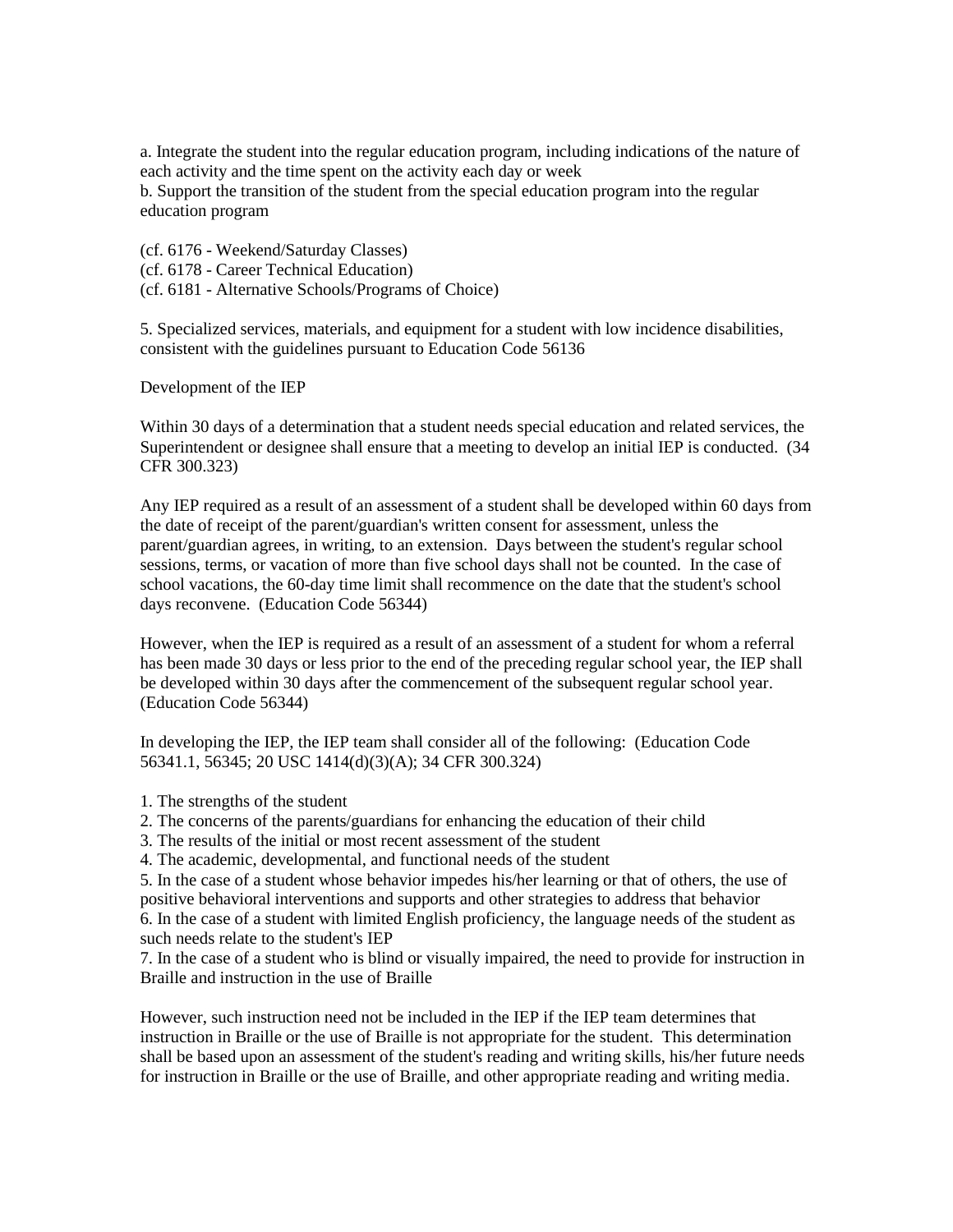a. Integrate the student into the regular education program, including indications of the nature of each activity and the time spent on the activity each day or week
b. Support the transition of the student from the special education program into the regular education program

(cf. 6176 - Weekend/Saturday Classes)
(cf. 6178 - Career Technical Education)
(cf. 6181 - Alternative Schools/Programs of Choice)

5. Specialized services, materials, and equipment for a student with low incidence disabilities, consistent with the guidelines pursuant to Education Code 56136

Development of the IEP

Within 30 days of a determination that a student needs special education and related services, the Superintendent or designee shall ensure that a meeting to develop an initial IEP is conducted. (34 CFR 300.323)

Any IEP required as a result of an assessment of a student shall be developed within 60 days from the date of receipt of the parent/guardian's written consent for assessment, unless the parent/guardian agrees, in writing, to an extension. Days between the student's regular school sessions, terms, or vacation of more than five school days shall not be counted. In the case of school vacations, the 60-day time limit shall recommence on the date that the student's school days reconvene. (Education Code 56344)

However, when the IEP is required as a result of an assessment of a student for whom a referral has been made 30 days or less prior to the end of the preceding regular school year, the IEP shall be developed within 30 days after the commencement of the subsequent regular school year. (Education Code 56344)

In developing the IEP, the IEP team shall consider all of the following: (Education Code 56341.1, 56345; 20 USC 1414(d)(3)(A); 34 CFR 300.324)

1. The strengths of the student
2. The concerns of the parents/guardians for enhancing the education of their child
3. The results of the initial or most recent assessment of the student
4. The academic, developmental, and functional needs of the student
5. In the case of a student whose behavior impedes his/her learning or that of others, the use of positive behavioral interventions and supports and other strategies to address that behavior
6. In the case of a student with limited English proficiency, the language needs of the student as such needs relate to the student's IEP
7. In the case of a student who is blind or visually impaired, the need to provide for instruction in Braille and instruction in the use of Braille

However, such instruction need not be included in the IEP if the IEP team determines that instruction in Braille or the use of Braille is not appropriate for the student. This determination shall be based upon an assessment of the student's reading and writing skills, his/her future needs for instruction in Braille or the use of Braille, and other appropriate reading and writing media.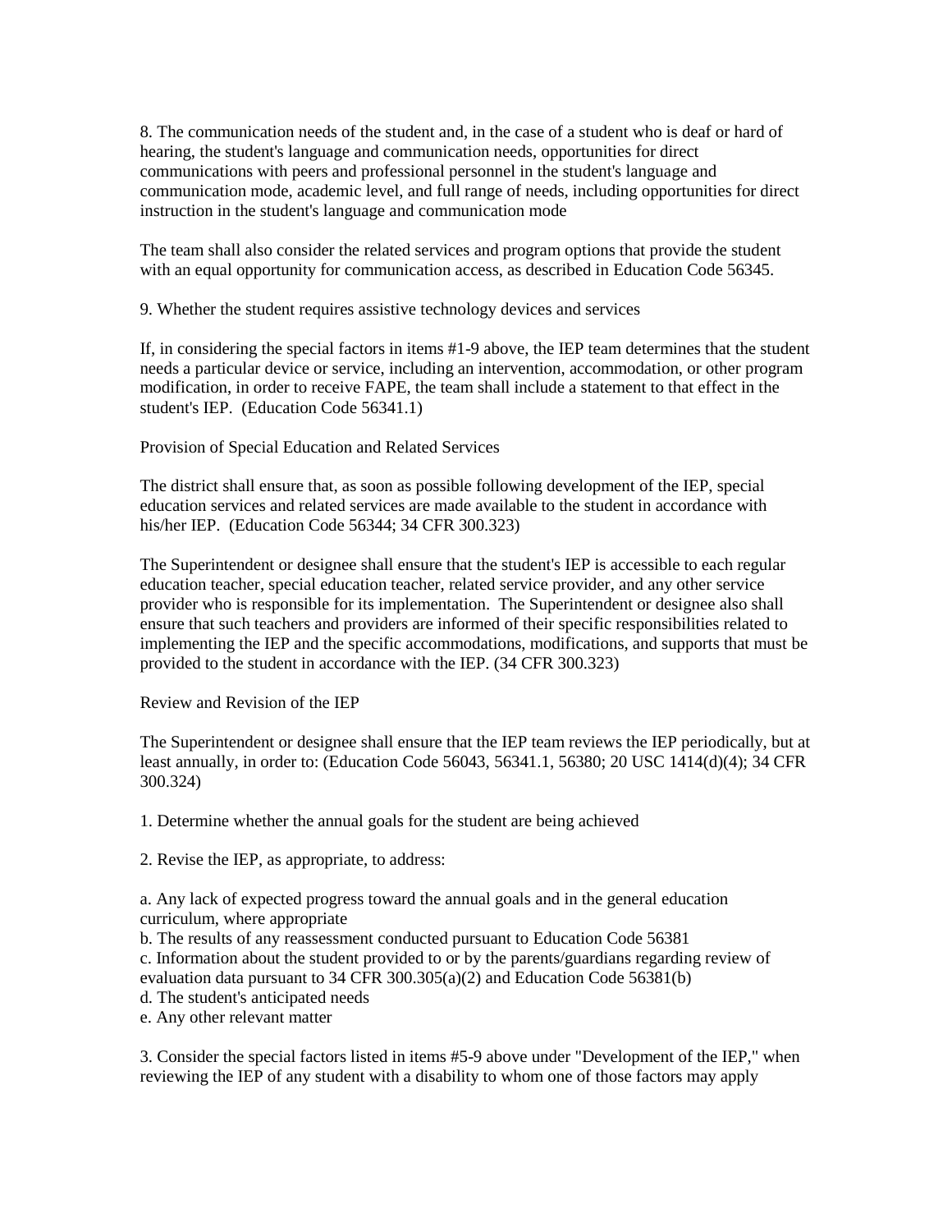8. The communication needs of the student and, in the case of a student who is deaf or hard of hearing, the student's language and communication needs, opportunities for direct communications with peers and professional personnel in the student's language and communication mode, academic level, and full range of needs, including opportunities for direct instruction in the student's language and communication mode

The team shall also consider the related services and program options that provide the student with an equal opportunity for communication access, as described in Education Code 56345.

9. Whether the student requires assistive technology devices and services

If, in considering the special factors in items #1-9 above, the IEP team determines that the student needs a particular device or service, including an intervention, accommodation, or other program modification, in order to receive FAPE, the team shall include a statement to that effect in the student's IEP. (Education Code 56341.1)

Provision of Special Education and Related Services

The district shall ensure that, as soon as possible following development of the IEP, special education services and related services are made available to the student in accordance with his/her IEP. (Education Code 56344; 34 CFR 300.323)

The Superintendent or designee shall ensure that the student's IEP is accessible to each regular education teacher, special education teacher, related service provider, and any other service provider who is responsible for its implementation. The Superintendent or designee also shall ensure that such teachers and providers are informed of their specific responsibilities related to implementing the IEP and the specific accommodations, modifications, and supports that must be provided to the student in accordance with the IEP. (34 CFR 300.323)

Review and Revision of the IEP

The Superintendent or designee shall ensure that the IEP team reviews the IEP periodically, but at least annually, in order to: (Education Code 56043, 56341.1, 56380; 20 USC 1414(d)(4); 34 CFR 300.324)

1. Determine whether the annual goals for the student are being achieved

2. Revise the IEP, as appropriate, to address:

a. Any lack of expected progress toward the annual goals and in the general education curriculum, where appropriate
b. The results of any reassessment conducted pursuant to Education Code 56381
c. Information about the student provided to or by the parents/guardians regarding review of evaluation data pursuant to 34 CFR 300.305(a)(2) and Education Code 56381(b)
d. The student's anticipated needs
e. Any other relevant matter

3. Consider the special factors listed in items #5-9 above under "Development of the IEP," when reviewing the IEP of any student with a disability to whom one of those factors may apply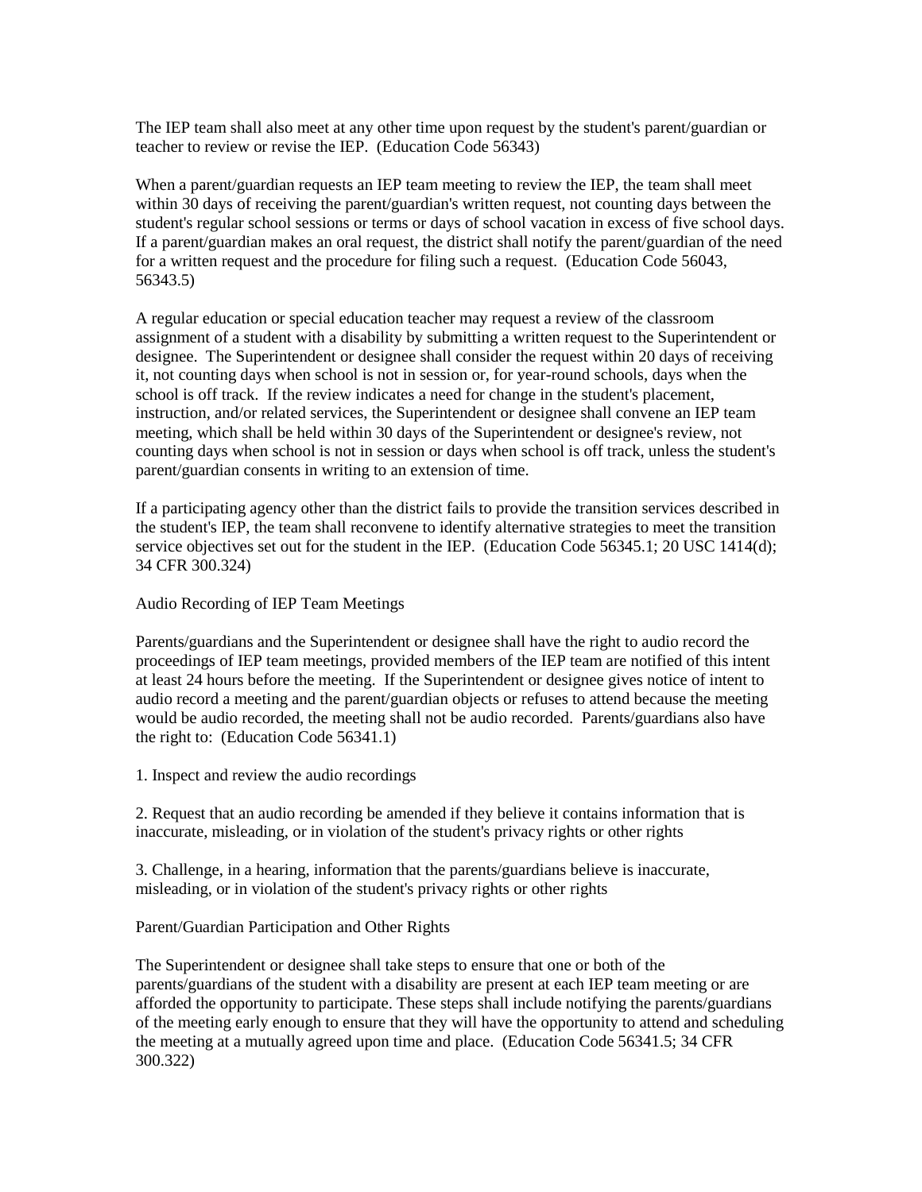The IEP team shall also meet at any other time upon request by the student's parent/guardian or teacher to review or revise the IEP. (Education Code 56343)

When a parent/guardian requests an IEP team meeting to review the IEP, the team shall meet within 30 days of receiving the parent/guardian's written request, not counting days between the student's regular school sessions or terms or days of school vacation in excess of five school days. If a parent/guardian makes an oral request, the district shall notify the parent/guardian of the need for a written request and the procedure for filing such a request. (Education Code 56043, 56343.5)

A regular education or special education teacher may request a review of the classroom assignment of a student with a disability by submitting a written request to the Superintendent or designee. The Superintendent or designee shall consider the request within 20 days of receiving it, not counting days when school is not in session or, for year-round schools, days when the school is off track. If the review indicates a need for change in the student's placement, instruction, and/or related services, the Superintendent or designee shall convene an IEP team meeting, which shall be held within 30 days of the Superintendent or designee's review, not counting days when school is not in session or days when school is off track, unless the student's parent/guardian consents in writing to an extension of time.

If a participating agency other than the district fails to provide the transition services described in the student's IEP, the team shall reconvene to identify alternative strategies to meet the transition service objectives set out for the student in the IEP. (Education Code 56345.1; 20 USC 1414(d); 34 CFR 300.324)

Audio Recording of IEP Team Meetings

Parents/guardians and the Superintendent or designee shall have the right to audio record the proceedings of IEP team meetings, provided members of the IEP team are notified of this intent at least 24 hours before the meeting. If the Superintendent or designee gives notice of intent to audio record a meeting and the parent/guardian objects or refuses to attend because the meeting would be audio recorded, the meeting shall not be audio recorded. Parents/guardians also have the right to: (Education Code 56341.1)

1. Inspect and review the audio recordings

2. Request that an audio recording be amended if they believe it contains information that is inaccurate, misleading, or in violation of the student's privacy rights or other rights

3. Challenge, in a hearing, information that the parents/guardians believe is inaccurate, misleading, or in violation of the student's privacy rights or other rights

Parent/Guardian Participation and Other Rights

The Superintendent or designee shall take steps to ensure that one or both of the parents/guardians of the student with a disability are present at each IEP team meeting or are afforded the opportunity to participate. These steps shall include notifying the parents/guardians of the meeting early enough to ensure that they will have the opportunity to attend and scheduling the meeting at a mutually agreed upon time and place. (Education Code 56341.5; 34 CFR 300.322)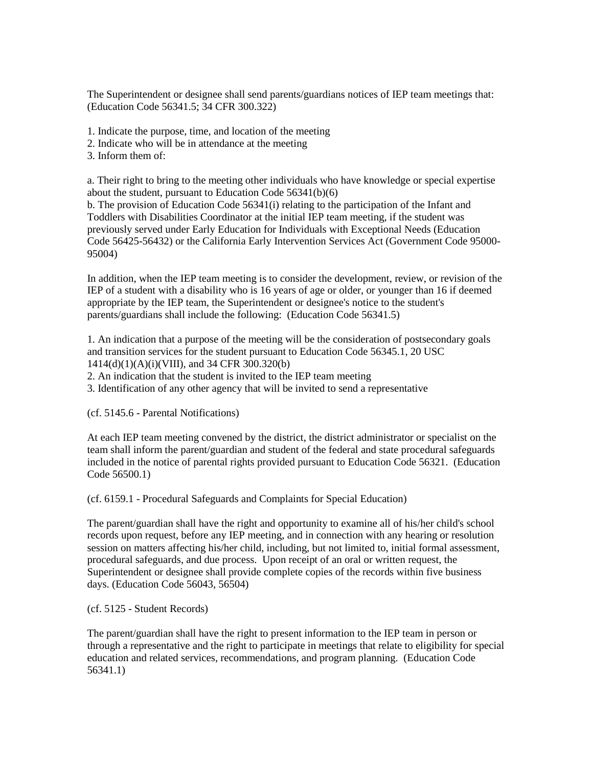The Superintendent or designee shall send parents/guardians notices of IEP team meetings that: (Education Code 56341.5; 34 CFR 300.322)

1. Indicate the purpose, time, and location of the meeting
2. Indicate who will be in attendance at the meeting
3. Inform them of:

a. Their right to bring to the meeting other individuals who have knowledge or special expertise about the student, pursuant to Education Code 56341(b)(6)
b. The provision of Education Code 56341(i) relating to the participation of the Infant and Toddlers with Disabilities Coordinator at the initial IEP team meeting, if the student was previously served under Early Education for Individuals with Exceptional Needs (Education Code 56425-56432) or the California Early Intervention Services Act (Government Code 95000-95004)

In addition, when the IEP team meeting is to consider the development, review, or revision of the IEP of a student with a disability who is 16 years of age or older, or younger than 16 if deemed appropriate by the IEP team, the Superintendent or designee's notice to the student's parents/guardians shall include the following: (Education Code 56341.5)

1. An indication that a purpose of the meeting will be the consideration of postsecondary goals and transition services for the student pursuant to Education Code 56345.1, 20 USC 1414(d)(1)(A)(i)(VIII), and 34 CFR 300.320(b)
2. An indication that the student is invited to the IEP team meeting
3. Identification of any other agency that will be invited to send a representative

(cf. 5145.6 - Parental Notifications)

At each IEP team meeting convened by the district, the district administrator or specialist on the team shall inform the parent/guardian and student of the federal and state procedural safeguards included in the notice of parental rights provided pursuant to Education Code 56321. (Education Code 56500.1)

(cf. 6159.1 - Procedural Safeguards and Complaints for Special Education)

The parent/guardian shall have the right and opportunity to examine all of his/her child's school records upon request, before any IEP meeting, and in connection with any hearing or resolution session on matters affecting his/her child, including, but not limited to, initial formal assessment, procedural safeguards, and due process. Upon receipt of an oral or written request, the Superintendent or designee shall provide complete copies of the records within five business days. (Education Code 56043, 56504)

(cf. 5125 - Student Records)

The parent/guardian shall have the right to present information to the IEP team in person or through a representative and the right to participate in meetings that relate to eligibility for special education and related services, recommendations, and program planning. (Education Code 56341.1)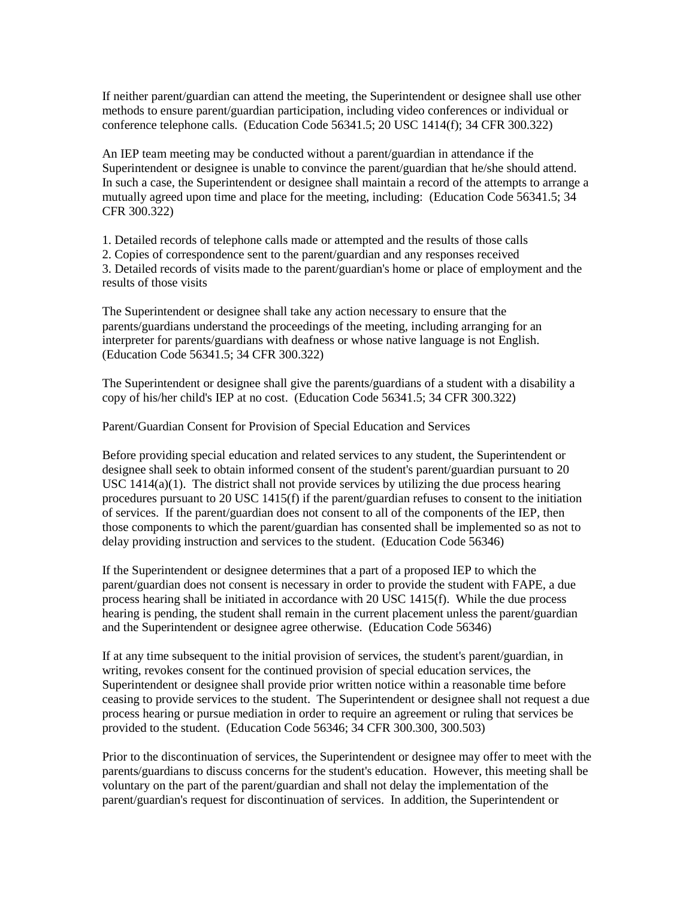If neither parent/guardian can attend the meeting, the Superintendent or designee shall use other methods to ensure parent/guardian participation, including video conferences or individual or conference telephone calls. (Education Code 56341.5; 20 USC 1414(f); 34 CFR 300.322)

An IEP team meeting may be conducted without a parent/guardian in attendance if the Superintendent or designee is unable to convince the parent/guardian that he/she should attend. In such a case, the Superintendent or designee shall maintain a record of the attempts to arrange a mutually agreed upon time and place for the meeting, including: (Education Code 56341.5; 34 CFR 300.322)

1. Detailed records of telephone calls made or attempted and the results of those calls
2. Copies of correspondence sent to the parent/guardian and any responses received
3. Detailed records of visits made to the parent/guardian's home or place of employment and the results of those visits

The Superintendent or designee shall take any action necessary to ensure that the parents/guardians understand the proceedings of the meeting, including arranging for an interpreter for parents/guardians with deafness or whose native language is not English. (Education Code 56341.5; 34 CFR 300.322)

The Superintendent or designee shall give the parents/guardians of a student with a disability a copy of his/her child's IEP at no cost. (Education Code 56341.5; 34 CFR 300.322)

Parent/Guardian Consent for Provision of Special Education and Services

Before providing special education and related services to any student, the Superintendent or designee shall seek to obtain informed consent of the student's parent/guardian pursuant to 20 USC 1414(a)(1). The district shall not provide services by utilizing the due process hearing procedures pursuant to 20 USC 1415(f) if the parent/guardian refuses to consent to the initiation of services. If the parent/guardian does not consent to all of the components of the IEP, then those components to which the parent/guardian has consented shall be implemented so as not to delay providing instruction and services to the student. (Education Code 56346)

If the Superintendent or designee determines that a part of a proposed IEP to which the parent/guardian does not consent is necessary in order to provide the student with FAPE, a due process hearing shall be initiated in accordance with 20 USC 1415(f). While the due process hearing is pending, the student shall remain in the current placement unless the parent/guardian and the Superintendent or designee agree otherwise. (Education Code 56346)

If at any time subsequent to the initial provision of services, the student's parent/guardian, in writing, revokes consent for the continued provision of special education services, the Superintendent or designee shall provide prior written notice within a reasonable time before ceasing to provide services to the student. The Superintendent or designee shall not request a due process hearing or pursue mediation in order to require an agreement or ruling that services be provided to the student. (Education Code 56346; 34 CFR 300.300, 300.503)

Prior to the discontinuation of services, the Superintendent or designee may offer to meet with the parents/guardians to discuss concerns for the student's education. However, this meeting shall be voluntary on the part of the parent/guardian and shall not delay the implementation of the parent/guardian's request for discontinuation of services. In addition, the Superintendent or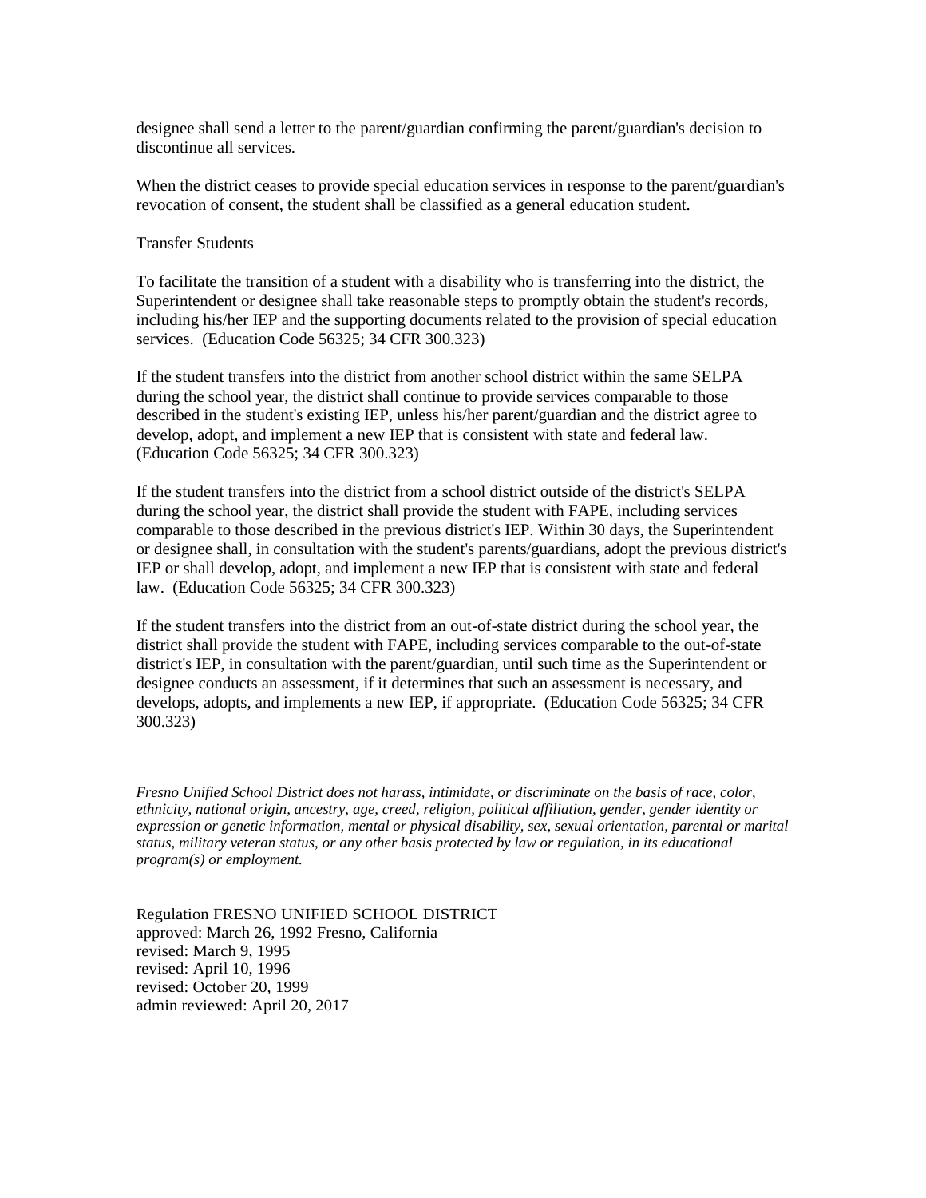designee shall send a letter to the parent/guardian confirming the parent/guardian's decision to discontinue all services.

When the district ceases to provide special education services in response to the parent/guardian's revocation of consent, the student shall be classified as a general education student.

Transfer Students

To facilitate the transition of a student with a disability who is transferring into the district, the Superintendent or designee shall take reasonable steps to promptly obtain the student's records, including his/her IEP and the supporting documents related to the provision of special education services. (Education Code 56325; 34 CFR 300.323)

If the student transfers into the district from another school district within the same SELPA during the school year, the district shall continue to provide services comparable to those described in the student's existing IEP, unless his/her parent/guardian and the district agree to develop, adopt, and implement a new IEP that is consistent with state and federal law. (Education Code 56325; 34 CFR 300.323)

If the student transfers into the district from a school district outside of the district's SELPA during the school year, the district shall provide the student with FAPE, including services comparable to those described in the previous district's IEP. Within 30 days, the Superintendent or designee shall, in consultation with the student's parents/guardians, adopt the previous district's IEP or shall develop, adopt, and implement a new IEP that is consistent with state and federal law. (Education Code 56325; 34 CFR 300.323)

If the student transfers into the district from an out-of-state district during the school year, the district shall provide the student with FAPE, including services comparable to the out-of-state district's IEP, in consultation with the parent/guardian, until such time as the Superintendent or designee conducts an assessment, if it determines that such an assessment is necessary, and develops, adopts, and implements a new IEP, if appropriate. (Education Code 56325; 34 CFR 300.323)

*Fresno Unified School District does not harass, intimidate, or discriminate on the basis of race, color, ethnicity, national origin, ancestry, age, creed, religion, political affiliation, gender, gender identity or expression or genetic information, mental or physical disability, sex, sexual orientation, parental or marital status, military veteran status, or any other basis protected by law or regulation, in its educational program(s) or employment.*

Regulation FRESNO UNIFIED SCHOOL DISTRICT
approved: March 26, 1992 Fresno, California
revised: March 9, 1995
revised: April 10, 1996
revised: October 20, 1999
admin reviewed: April 20, 2017